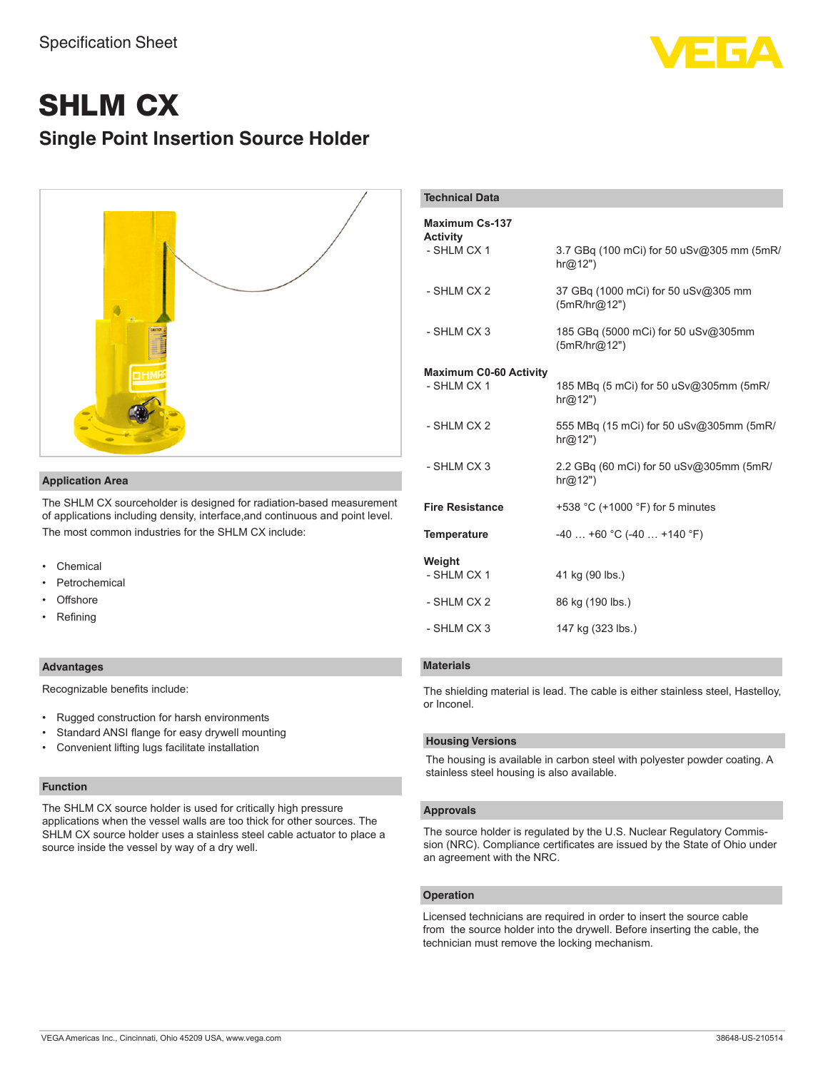# SHLM CX

## Single Point Insertion Source Holder

### Application Area

The SHLM CX sourceholder is designed for radiation-based measurement of applications including density, interface,and continuous and point level. The most common industries for the SHLM CX include:

- Chemical
- Petrochemical
- Offshore
- Refining

### Advantages

Recognizable benefits include:

- Rugged construction for harsh environments
- Standard ANSI flange for easy drywell mounting
- Convenient lifting lugs facilitate installation

### Function

The SHLM CX source holder is used for critically high pressure applications when the vessel walls are too thick for other sources. The SHLM CX source holder uses a stainless steel cable actuator to place a source inside the vessel by way of a dry well.

### Technical Data

| | |
|---|---|
| **Maximum Cs-137 Activity** | |
| - SHLM CX 1 | 3.7 GBq (100 mCi) for 50 uSv@305 mm (5mR/hr@12") |
| - SHLM CX 2 | 37 GBq (1000 mCi) for 50 uSv@305 mm (5mR/hr@12") |
| - SHLM CX 3 | 185 GBq (5000 mCi) for 50 uSv@305mm (5mR/hr@12") |
| **Maximum C0-60 Activity** | |
| - SHLM CX 1 | 185 MBq (5 mCi) for 50 uSv@305mm (5mR/hr@12") |
| - SHLM CX 2 | 555 MBq (15 mCi) for 50 uSv@305mm (5mR/hr@12") |
| - SHLM CX 3 | 2.2 GBq (60 mCi) for 50 uSv@305mm (5mR/hr@12") |
| **Fire Resistance** | +538 °C (+1000 °F) for 5 minutes |
| **Temperature** | -40 … +60 °C (-40 … +140 °F) |
| **Weight** | |
| - SHLM CX 1 | 41 kg (90 lbs.) |
| - SHLM CX 2 | 86 kg (190 lbs.) |
| - SHLM CX 3 | 147 kg (323 lbs.) |

### Materials

The shielding material is lead. The cable is either stainless steel, Hastelloy, or Inconel.

### Housing Versions

The housing is available in carbon steel with polyester powder coating. A stainless steel housing is also available.

### Approvals

The source holder is regulated by the U.S. Nuclear Regulatory Commission (NRC). Compliance certificates are issued by the State of Ohio under an agreement with the NRC.

### Operation

Licensed technicians are required in order to insert the source cable from the source holder into the drywell. Before inserting the cable, the technician must remove the locking mechanism.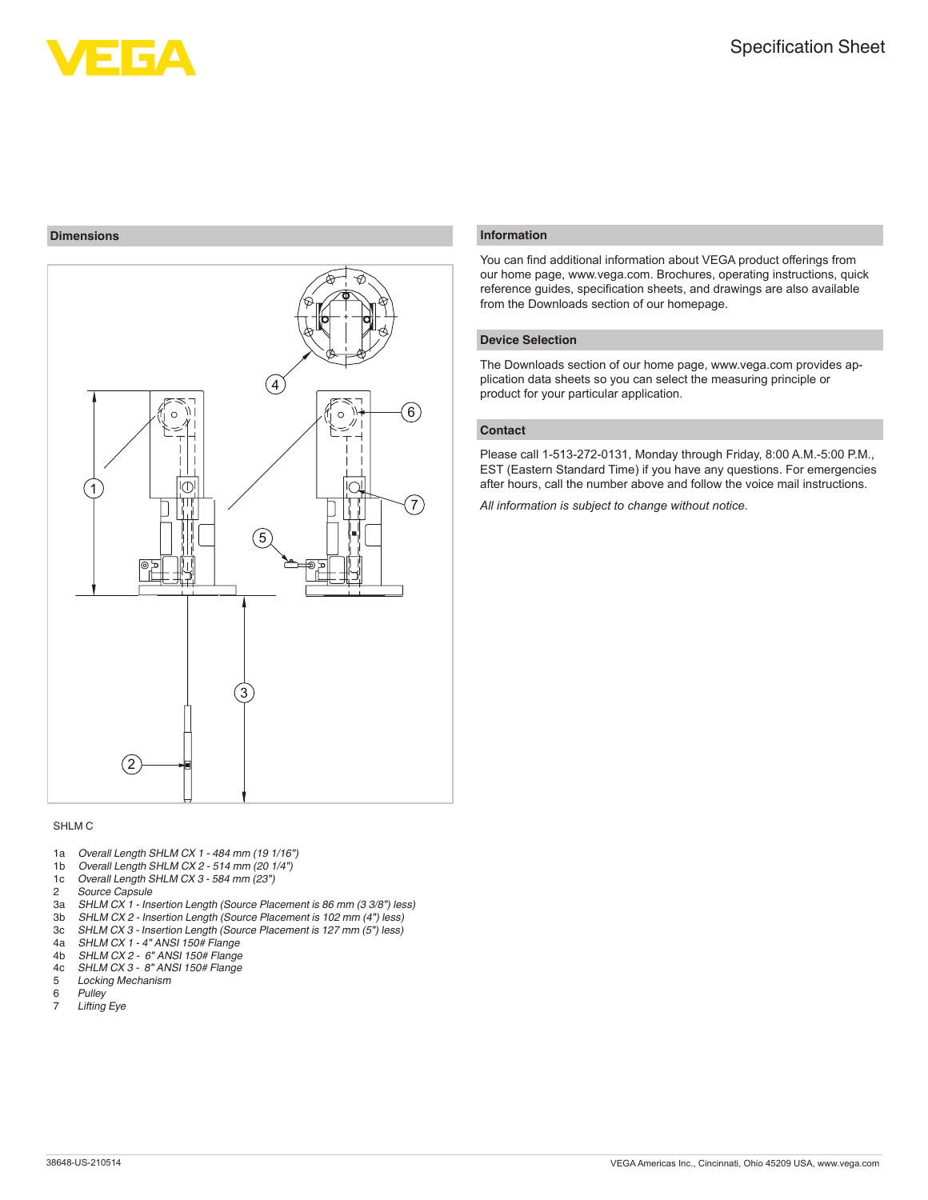## Dimensions

SHLM C

1a Overall Length SHLM CX 1 - 484 mm (19 1/16")
1b Overall Length SHLM CX 2 - 514 mm (20 1/4")
1c Overall Length SHLM CX 3 - 584 mm (23")
2 Source Capsule
3a SHLM CX 1 - Insertion Length (Source Placement is 86 mm (3 3/8") less)
3b SHLM CX 2 - Insertion Length (Source Placement is 102 mm (4") less)
3c SHLM CX 3 - Insertion Length (Source Placement is 127 mm (5") less)
4a SHLM CX 1 - 4" ANSI 150# Flange
4b SHLM CX 2 - 6" ANSI 150# Flange
4c SHLM CX 3 - 8" ANSI 150# Flange
5 Locking Mechanism
6 Pulley
7 Lifting Eye

## Information

You can find additional information about VEGA product offerings from our home page, www.vega.com. Brochures, operating instructions, quick reference guides, specification sheets, and drawings are also available from the Downloads section of our homepage.

## Device Selection

The Downloads section of our home page, www.vega.com provides application data sheets so you can select the measuring principle or product for your particular application.

## Contact

Please call 1-513-272-0131, Monday through Friday, 8:00 A.M.-5:00 P.M., EST (Eastern Standard Time) if you have any questions. For emergencies after hours, call the number above and follow the voice mail instructions.

*All information is subject to change without notice.*